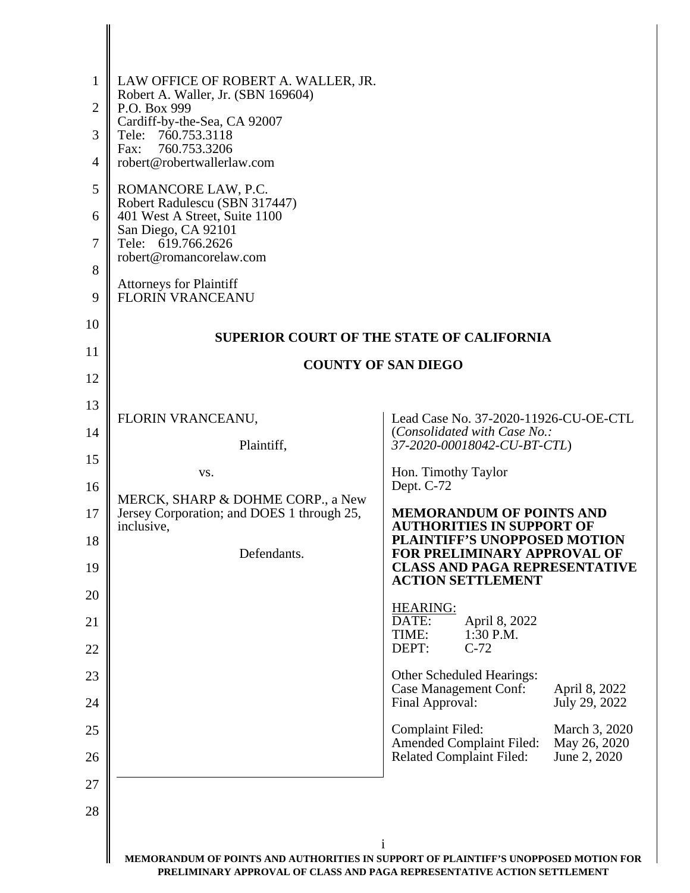LAW OFFICE OF ROBERT A. WALLER, JR.
Robert A. Waller, Jr. (SBN 169604)
P.O. Box 999
Cardiff-by-the-Sea, CA 92007
Tele: 760.753.3118
Fax: 760.753.3206
robert@robertwallerlaw.com

ROMANCORE LAW, P.C.
Robert Radulescu (SBN 317447)
401 West A Street, Suite 1100
San Diego, CA 92101
Tele: 619.766.2626
robert@romancorelaw.com

Attorneys for Plaintiff
FLORIN VRANCEANU

**SUPERIOR COURT OF THE STATE OF CALIFORNIA**

**COUNTY OF SAN DIEGO**

FLORIN VRANCEANU,

Plaintiff,

vs.

MERCK, SHARP & DOHME CORP., a New Jersey Corporation; and DOES 1 through 25, inclusive,

Defendants.

Lead Case No. 37-2020-11926-CU-OE-CTL
(*Consolidated with Case No.: 37-2020-00018042-CU-BT-CTL*)

Hon. Timothy Taylor
Dept. C-72

**MEMORANDUM OF POINTS AND AUTHORITIES IN SUPPORT OF PLAINTIFF'S UNOPPOSED MOTION FOR PRELIMINARY APPROVAL OF CLASS AND PAGA REPRESENTATIVE ACTION SETTLEMENT**

HEARING:
DATE: April 8, 2022
TIME: 1:30 P.M.
DEPT: C-72

Other Scheduled Hearings:
Case Management Conf: April 8, 2022
Final Approval: July 29, 2022

Complaint Filed: March 3, 2020
Amended Complaint Filed: May 26, 2020
Related Complaint Filed: June 2, 2020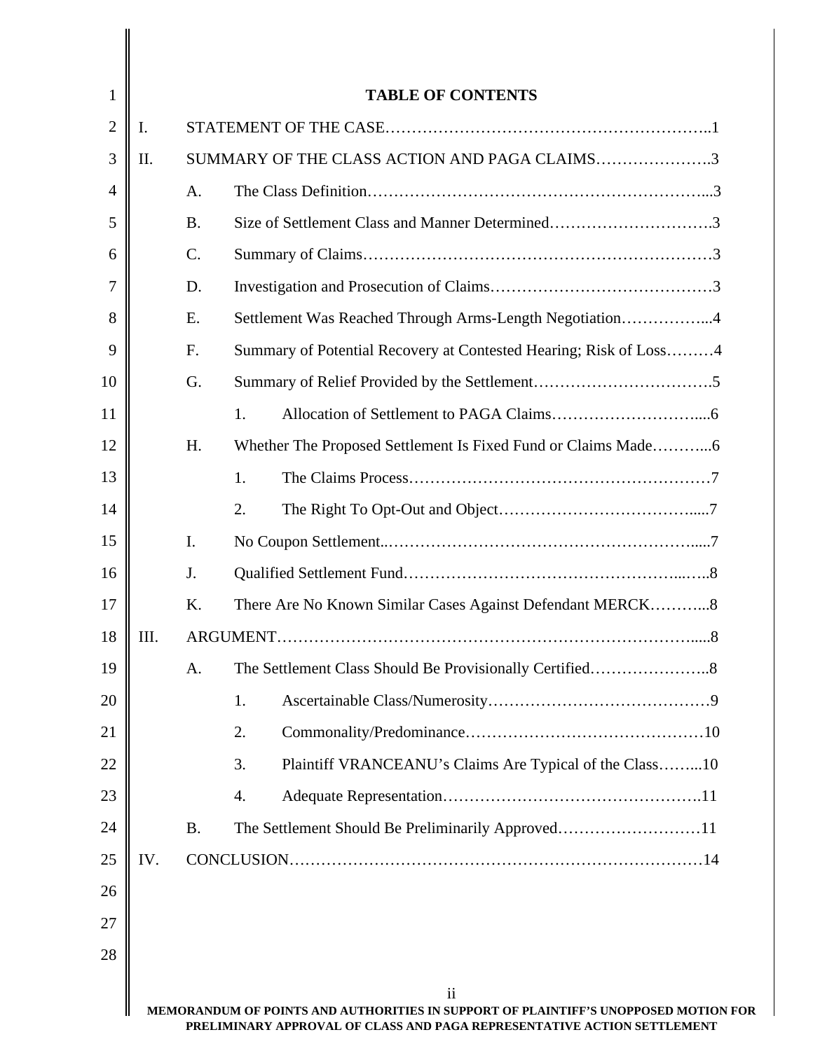# TABLE OF CONTENTS

I. STATEMENT OF THE CASE..........1

II. SUMMARY OF THE CLASS ACTION AND PAGA CLAIMS..........3

- A. The Class Definition..........3
- B. Size of Settlement Class and Manner Determined..........3
- C. Summary of Claims..........3
- D. Investigation and Prosecution of Claims..........3
- E. Settlement Was Reached Through Arms-Length Negotiation..........4
- F. Summary of Potential Recovery at Contested Hearing; Risk of Loss..........4
- G. Summary of Relief Provided by the Settlement..........5
  - 1. Allocation of Settlement to PAGA Claims..........6
- H. Whether The Proposed Settlement Is Fixed Fund or Claims Made..........6
  - 1. The Claims Process..........7
  - 2. The Right To Opt-Out and Object..........7
- I. No Coupon Settlement..........7
- J. Qualified Settlement Fund..........8
- K. There Are No Known Similar Cases Against Defendant MERCK..........8

III. ARGUMENT..........8

- A. The Settlement Class Should Be Provisionally Certified..........8
  - 1. Ascertainable Class/Numerosity..........9
  - 2. Commonality/Predominance..........10
  - 3. Plaintiff VRANCEANU's Claims Are Typical of the Class..........10
  - 4. Adequate Representation..........11
- B. The Settlement Should Be Preliminarily Approved..........11

IV. CONCLUSION..........14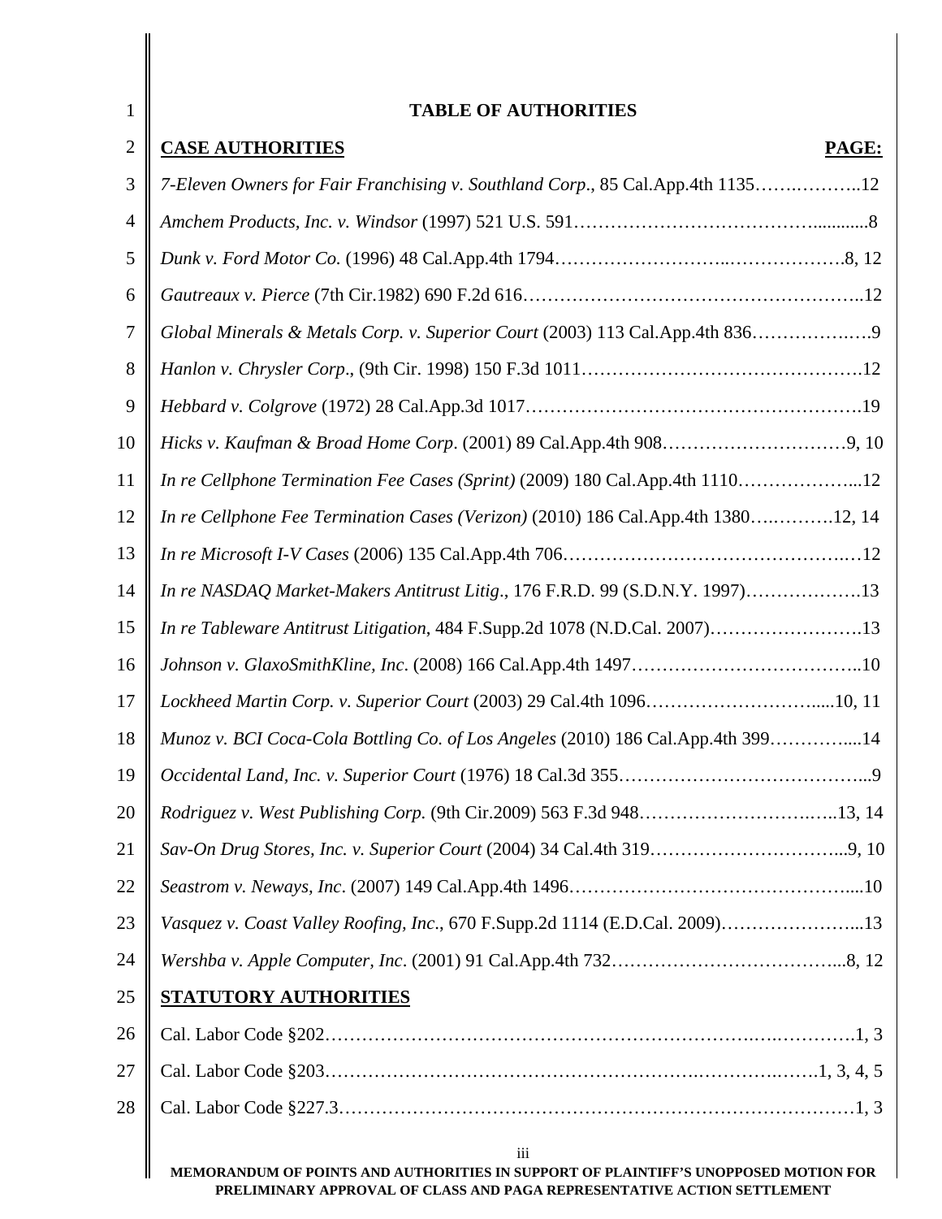# TABLE OF AUTHORITIES

| **CASE AUTHORITIES** | **PAGE:** |
|---|---|
| *7-Eleven Owners for Fair Franchising v. Southland Corp*., 85 Cal.App.4th 1135 | 12 |
| *Amchem Products, Inc. v. Windsor* (1997) 521 U.S. 591 | 8 |
| *Dunk v. Ford Motor Co.* (1996) 48 Cal.App.4th 1794 | 8, 12 |
| *Gautreaux v. Pierce* (7th Cir.1982) 690 F.2d 616 | 12 |
| *Global Minerals & Metals Corp. v. Superior Court* (2003) 113 Cal.App.4th 836 | 9 |
| *Hanlon v. Chrysler Corp*., (9th Cir. 1998) 150 F.3d 1011 | 12 |
| *Hebbard v. Colgrove* (1972) 28 Cal.App.3d 1017 | 19 |
| *Hicks v. Kaufman & Broad Home Corp*. (2001) 89 Cal.App.4th 908 | 9, 10 |
| *In re Cellphone Termination Fee Cases (Sprint)* (2009) 180 Cal.App.4th 1110 | 12 |
| *In re Cellphone Fee Termination Cases (Verizon)* (2010) 186 Cal.App.4th 1380 | 12, 14 |
| *In re Microsoft I-V Cases* (2006) 135 Cal.App.4th 706 | 12 |
| *In re NASDAQ Market-Makers Antitrust Litig*., 176 F.R.D. 99 (S.D.N.Y. 1997) | 13 |
| *In re Tableware Antitrust Litigation*, 484 F.Supp.2d 1078 (N.D.Cal. 2007) | 13 |
| *Johnson v. GlaxoSmithKline, Inc*. (2008) 166 Cal.App.4th 1497 | 10 |
| *Lockheed Martin Corp. v. Superior Court* (2003) 29 Cal.4th 1096 | 10, 11 |
| *Munoz v. BCI Coca-Cola Bottling Co. of Los Angeles* (2010) 186 Cal.App.4th 399 | 14 |
| *Occidental Land, Inc. v. Superior Court* (1976) 18 Cal.3d 355 | 9 |
| *Rodriguez v. West Publishing Corp.* (9th Cir.2009) 563 F.3d 948 | 13, 14 |
| *Sav-On Drug Stores, Inc. v. Superior Court* (2004) 34 Cal.4th 319 | 9, 10 |
| *Seastrom v. Neways, Inc*. (2007) 149 Cal.App.4th 1496 | 10 |
| *Vasquez v. Coast Valley Roofing, Inc*., 670 F.Supp.2d 1114 (E.D.Cal. 2009) | 13 |
| *Wershba v. Apple Computer, Inc*. (2001) 91 Cal.App.4th 732 | 8, 12 |
| **STATUTORY AUTHORITIES** | |
| Cal. Labor Code §202 | 1, 3 |
| Cal. Labor Code §203 | 1, 3, 4, 5 |
| Cal. Labor Code §227.3 | 1, 3 |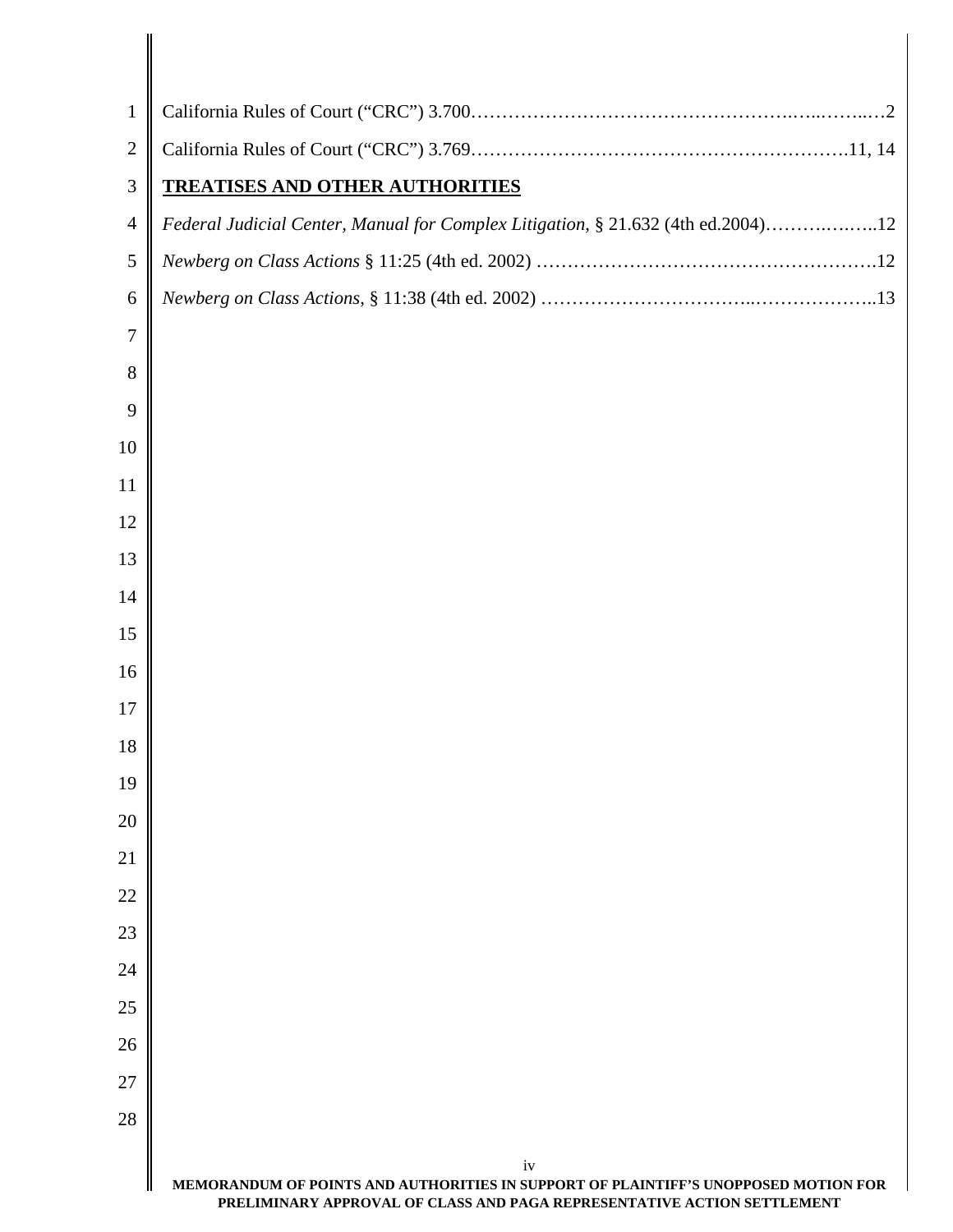California Rules of Court ("CRC") 3.700……………………………………………..…...……...…2

California Rules of Court ("CRC") 3.769…………………………………………………….11, 14

**TREATISES AND OTHER AUTHORITIES**

*Federal Judicial Center, Manual for Complex Litigation*, § 21.632 (4th ed.2004)……….….…..12

*Newberg on Class Actions* § 11:25 (4th ed. 2002) …………………………………………….12

*Newberg on Class Actions*, § 11:38 (4th ed. 2002) ……………………………...………………..13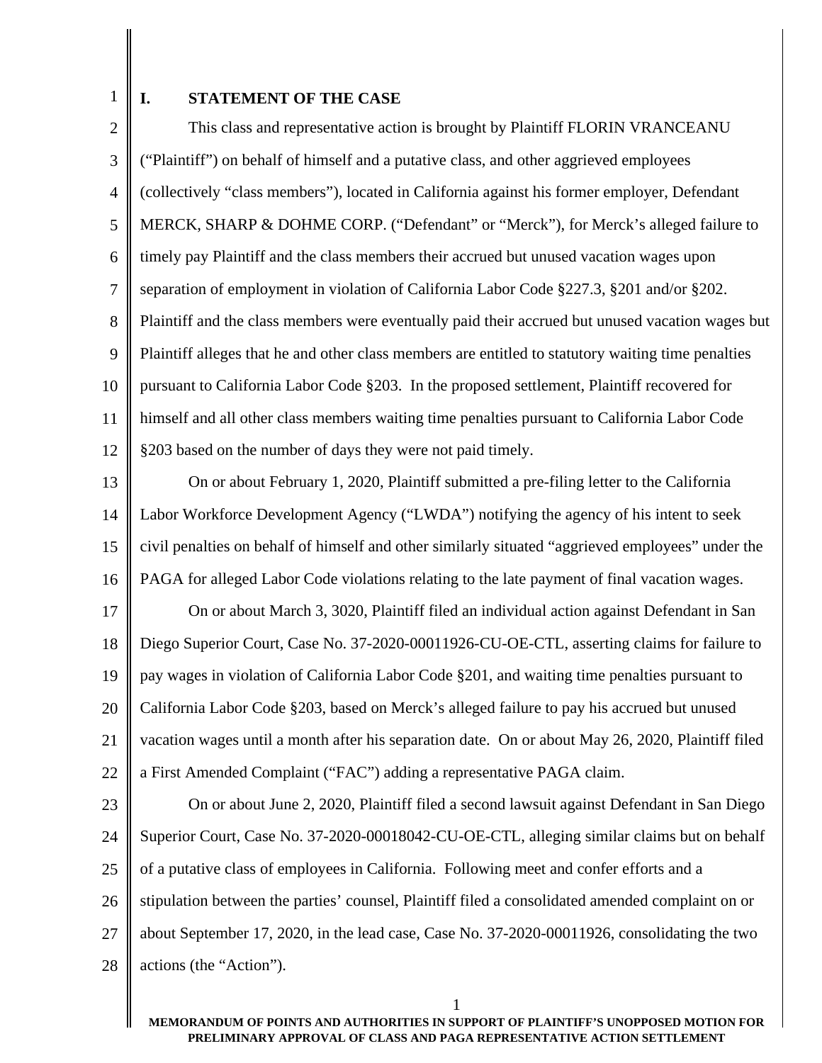## I. STATEMENT OF THE CASE

This class and representative action is brought by Plaintiff FLORIN VRANCEANU ("Plaintiff") on behalf of himself and a putative class, and other aggrieved employees (collectively "class members"), located in California against his former employer, Defendant MERCK, SHARP & DOHME CORP. ("Defendant" or "Merck"), for Merck's alleged failure to timely pay Plaintiff and the class members their accrued but unused vacation wages upon separation of employment in violation of California Labor Code §227.3, §201 and/or §202. Plaintiff and the class members were eventually paid their accrued but unused vacation wages but Plaintiff alleges that he and other class members are entitled to statutory waiting time penalties pursuant to California Labor Code §203. In the proposed settlement, Plaintiff recovered for himself and all other class members waiting time penalties pursuant to California Labor Code §203 based on the number of days they were not paid timely.

On or about February 1, 2020, Plaintiff submitted a pre-filing letter to the California Labor Workforce Development Agency ("LWDA") notifying the agency of his intent to seek civil penalties on behalf of himself and other similarly situated "aggrieved employees" under the PAGA for alleged Labor Code violations relating to the late payment of final vacation wages.

On or about March 3, 3020, Plaintiff filed an individual action against Defendant in San Diego Superior Court, Case No. 37-2020-00011926-CU-OE-CTL, asserting claims for failure to pay wages in violation of California Labor Code §201, and waiting time penalties pursuant to California Labor Code §203, based on Merck's alleged failure to pay his accrued but unused vacation wages until a month after his separation date. On or about May 26, 2020, Plaintiff filed a First Amended Complaint ("FAC") adding a representative PAGA claim.

On or about June 2, 2020, Plaintiff filed a second lawsuit against Defendant in San Diego Superior Court, Case No. 37-2020-00018042-CU-OE-CTL, alleging similar claims but on behalf of a putative class of employees in California. Following meet and confer efforts and a stipulation between the parties' counsel, Plaintiff filed a consolidated amended complaint on or about September 17, 2020, in the lead case, Case No. 37-2020-00011926, consolidating the two actions (the "Action").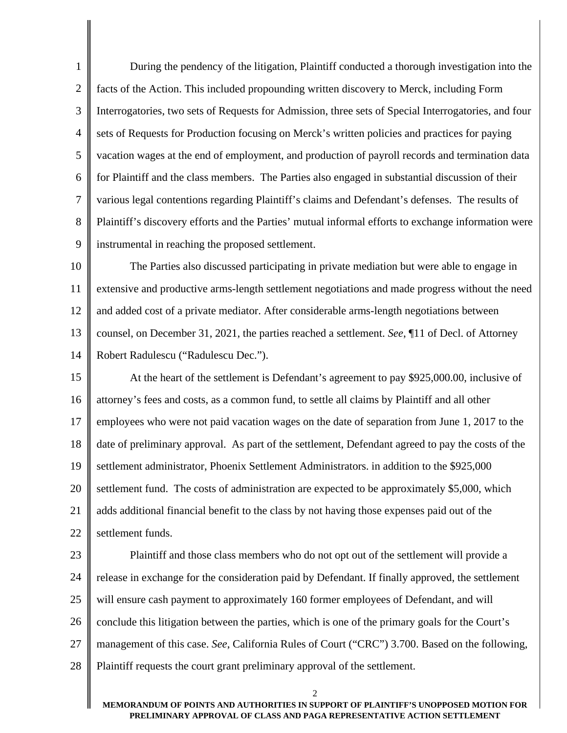During the pendency of the litigation, Plaintiff conducted a thorough investigation into the facts of the Action. This included propounding written discovery to Merck, including Form Interrogatories, two sets of Requests for Admission, three sets of Special Interrogatories, and four sets of Requests for Production focusing on Merck's written policies and practices for paying vacation wages at the end of employment, and production of payroll records and termination data for Plaintiff and the class members. The Parties also engaged in substantial discussion of their various legal contentions regarding Plaintiff's claims and Defendant's defenses. The results of Plaintiff's discovery efforts and the Parties' mutual informal efforts to exchange information were instrumental in reaching the proposed settlement.

The Parties also discussed participating in private mediation but were able to engage in extensive and productive arms-length settlement negotiations and made progress without the need and added cost of a private mediator. After considerable arms-length negotiations between counsel, on December 31, 2021, the parties reached a settlement. *See*, ¶11 of Decl. of Attorney Robert Radulescu ("Radulescu Dec.").

At the heart of the settlement is Defendant's agreement to pay $925,000.00, inclusive of attorney's fees and costs, as a common fund, to settle all claims by Plaintiff and all other employees who were not paid vacation wages on the date of separation from June 1, 2017 to the date of preliminary approval. As part of the settlement, Defendant agreed to pay the costs of the settlement administrator, Phoenix Settlement Administrators. in addition to the $925,000 settlement fund. The costs of administration are expected to be approximately $5,000, which adds additional financial benefit to the class by not having those expenses paid out of the settlement funds.

Plaintiff and those class members who do not opt out of the settlement will provide a release in exchange for the consideration paid by Defendant. If finally approved, the settlement will ensure cash payment to approximately 160 former employees of Defendant, and will conclude this litigation between the parties, which is one of the primary goals for the Court's management of this case. *See*, California Rules of Court ("CRC") 3.700. Based on the following, Plaintiff requests the court grant preliminary approval of the settlement.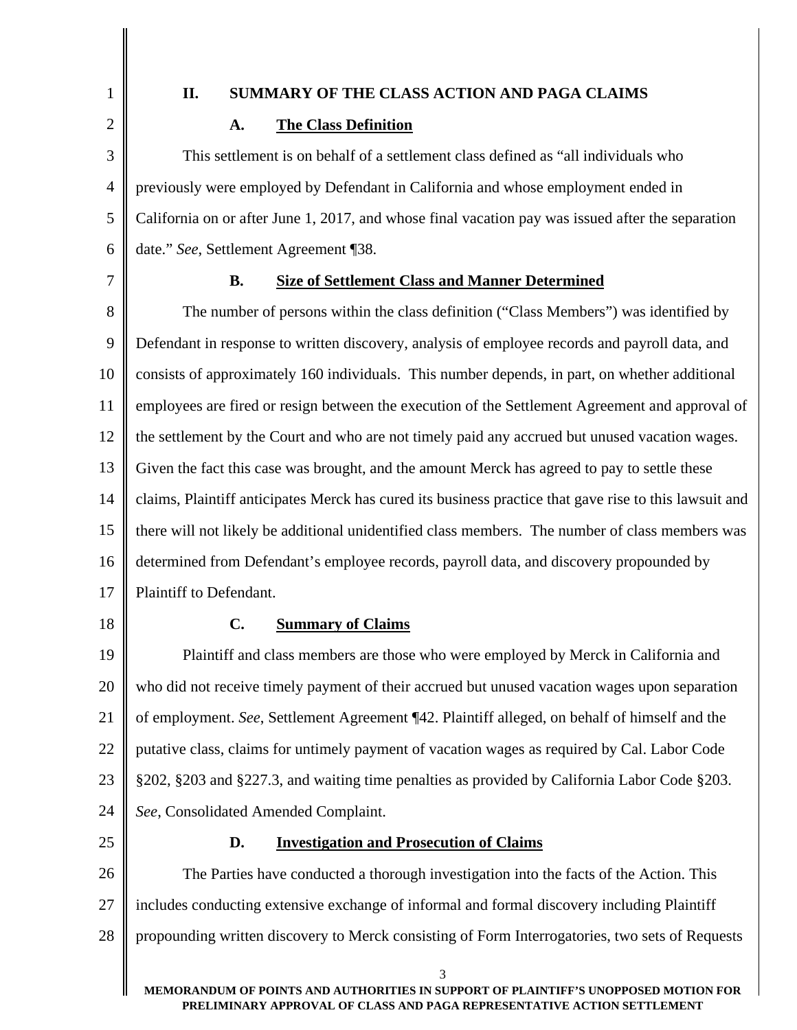## II. SUMMARY OF THE CLASS ACTION AND PAGA CLAIMS

### A. The Class Definition

This settlement is on behalf of a settlement class defined as "all individuals who previously were employed by Defendant in California and whose employment ended in California on or after June 1, 2017, and whose final vacation pay was issued after the separation date." *See*, Settlement Agreement ¶38.

### B. Size of Settlement Class and Manner Determined

The number of persons within the class definition ("Class Members") was identified by Defendant in response to written discovery, analysis of employee records and payroll data, and consists of approximately 160 individuals. This number depends, in part, on whether additional employees are fired or resign between the execution of the Settlement Agreement and approval of the settlement by the Court and who are not timely paid any accrued but unused vacation wages. Given the fact this case was brought, and the amount Merck has agreed to pay to settle these claims, Plaintiff anticipates Merck has cured its business practice that gave rise to this lawsuit and there will not likely be additional unidentified class members. The number of class members was determined from Defendant's employee records, payroll data, and discovery propounded by Plaintiff to Defendant.

### C. Summary of Claims

Plaintiff and class members are those who were employed by Merck in California and who did not receive timely payment of their accrued but unused vacation wages upon separation of employment. *See*, Settlement Agreement ¶42. Plaintiff alleged, on behalf of himself and the putative class, claims for untimely payment of vacation wages as required by Cal. Labor Code §202, §203 and §227.3, and waiting time penalties as provided by California Labor Code §203. *See*, Consolidated Amended Complaint.

### D. Investigation and Prosecution of Claims

The Parties have conducted a thorough investigation into the facts of the Action. This includes conducting extensive exchange of informal and formal discovery including Plaintiff propounding written discovery to Merck consisting of Form Interrogatories, two sets of Requests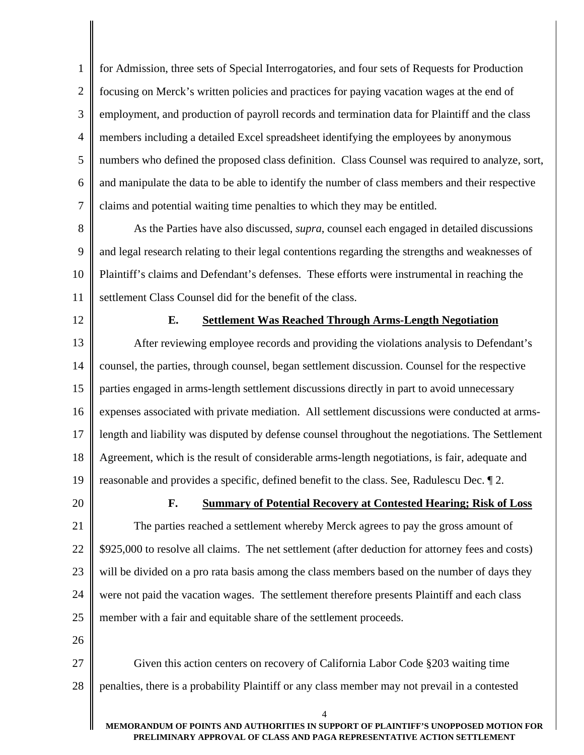for Admission, three sets of Special Interrogatories, and four sets of Requests for Production focusing on Merck's written policies and practices for paying vacation wages at the end of employment, and production of payroll records and termination data for Plaintiff and the class members including a detailed Excel spreadsheet identifying the employees by anonymous numbers who defined the proposed class definition. Class Counsel was required to analyze, sort, and manipulate the data to be able to identify the number of class members and their respective claims and potential waiting time penalties to which they may be entitled.

As the Parties have also discussed, *supra*, counsel each engaged in detailed discussions and legal research relating to their legal contentions regarding the strengths and weaknesses of Plaintiff's claims and Defendant's defenses. These efforts were instrumental in reaching the settlement Class Counsel did for the benefit of the class.

### E. Settlement Was Reached Through Arms-Length Negotiation

After reviewing employee records and providing the violations analysis to Defendant's counsel, the parties, through counsel, began settlement discussion. Counsel for the respective parties engaged in arms-length settlement discussions directly in part to avoid unnecessary expenses associated with private mediation. All settlement discussions were conducted at arms-length and liability was disputed by defense counsel throughout the negotiations. The Settlement Agreement, which is the result of considerable arms-length negotiations, is fair, adequate and reasonable and provides a specific, defined benefit to the class. See, Radulescu Dec. ¶ 2.

### F. Summary of Potential Recovery at Contested Hearing; Risk of Loss

The parties reached a settlement whereby Merck agrees to pay the gross amount of $925,000 to resolve all claims. The net settlement (after deduction for attorney fees and costs) will be divided on a pro rata basis among the class members based on the number of days they were not paid the vacation wages. The settlement therefore presents Plaintiff and each class member with a fair and equitable share of the settlement proceeds.

Given this action centers on recovery of California Labor Code §203 waiting time penalties, there is a probability Plaintiff or any class member may not prevail in a contested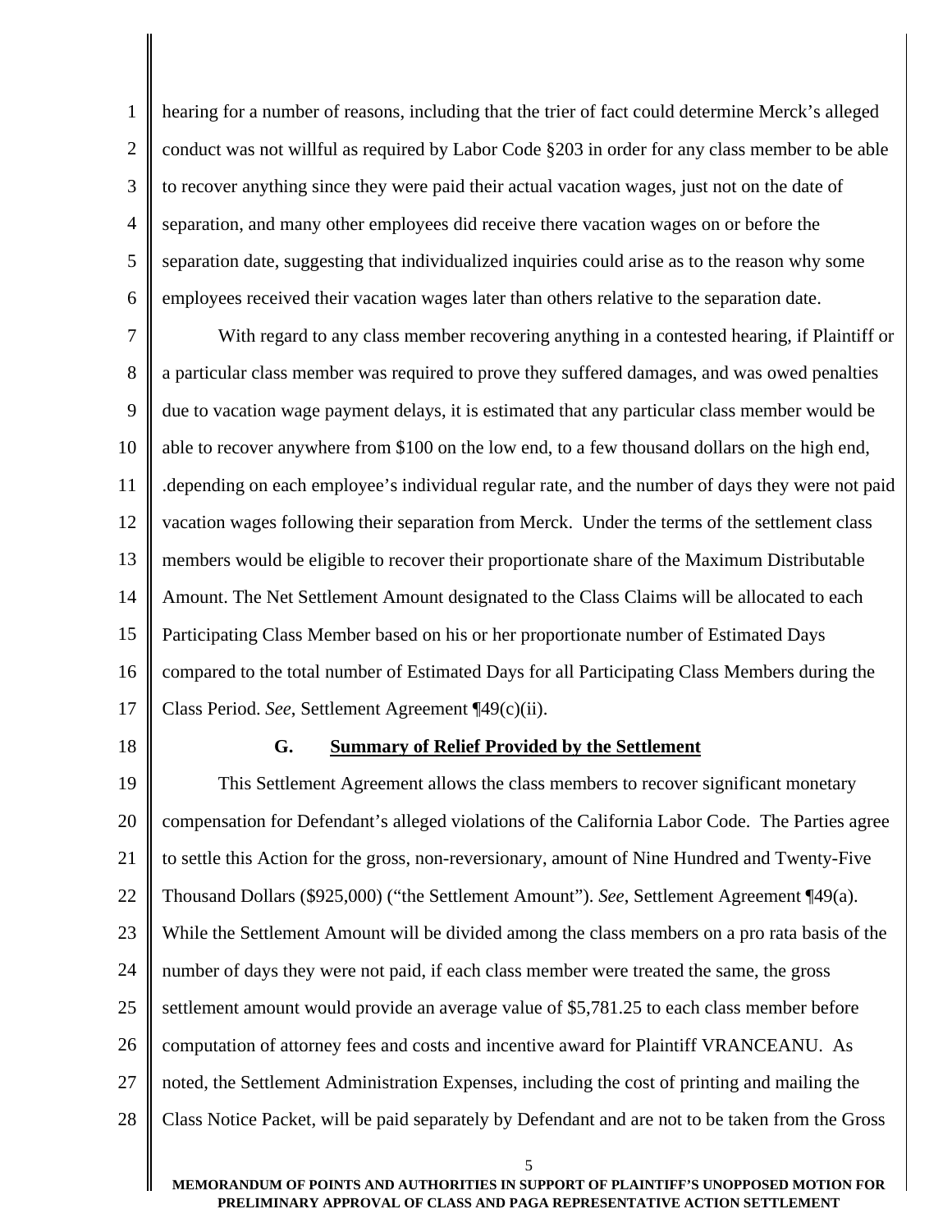hearing for a number of reasons, including that the trier of fact could determine Merck's alleged conduct was not willful as required by Labor Code §203 in order for any class member to be able to recover anything since they were paid their actual vacation wages, just not on the date of separation, and many other employees did receive there vacation wages on or before the separation date, suggesting that individualized inquiries could arise as to the reason why some employees received their vacation wages later than others relative to the separation date.

With regard to any class member recovering anything in a contested hearing, if Plaintiff or a particular class member was required to prove they suffered damages, and was owed penalties due to vacation wage payment delays, it is estimated that any particular class member would be able to recover anywhere from $100 on the low end, to a few thousand dollars on the high end, .depending on each employee's individual regular rate, and the number of days they were not paid vacation wages following their separation from Merck. Under the terms of the settlement class members would be eligible to recover their proportionate share of the Maximum Distributable Amount. The Net Settlement Amount designated to the Class Claims will be allocated to each Participating Class Member based on his or her proportionate number of Estimated Days compared to the total number of Estimated Days for all Participating Class Members during the Class Period. *See*, Settlement Agreement ¶49(c)(ii).

### G. <u>Summary of Relief Provided by the Settlement</u>

This Settlement Agreement allows the class members to recover significant monetary compensation for Defendant's alleged violations of the California Labor Code. The Parties agree to settle this Action for the gross, non-reversionary, amount of Nine Hundred and Twenty-Five Thousand Dollars ($925,000) ("the Settlement Amount"). *See*, Settlement Agreement ¶49(a). While the Settlement Amount will be divided among the class members on a pro rata basis of the number of days they were not paid, if each class member were treated the same, the gross settlement amount would provide an average value of $5,781.25 to each class member before computation of attorney fees and costs and incentive award for Plaintiff VRANCEANU. As noted, the Settlement Administration Expenses, including the cost of printing and mailing the Class Notice Packet, will be paid separately by Defendant and are not to be taken from the Gross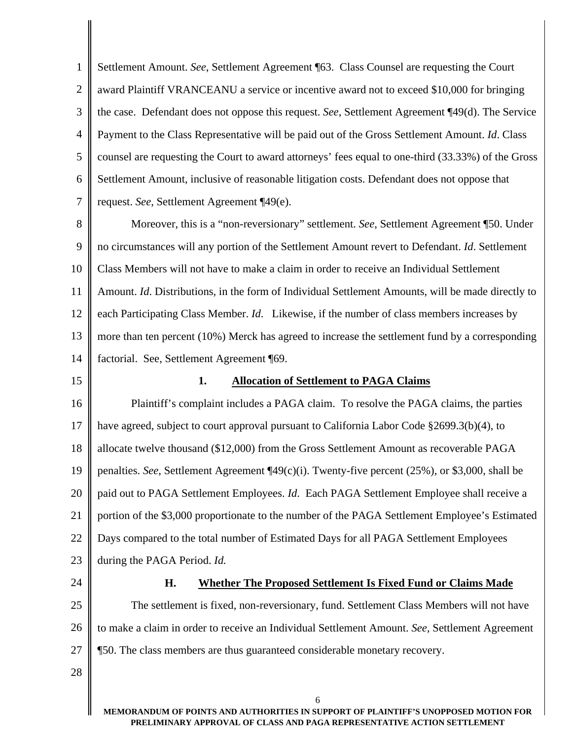Settlement Amount. *See*, Settlement Agreement ¶63. Class Counsel are requesting the Court award Plaintiff VRANCEANU a service or incentive award not to exceed $10,000 for bringing the case. Defendant does not oppose this request. *See*, Settlement Agreement ¶49(d). The Service Payment to the Class Representative will be paid out of the Gross Settlement Amount. *Id*. Class counsel are requesting the Court to award attorneys' fees equal to one-third (33.33%) of the Gross Settlement Amount, inclusive of reasonable litigation costs. Defendant does not oppose that request. *See*, Settlement Agreement ¶49(e).

Moreover, this is a "non-reversionary" settlement. *See*, Settlement Agreement ¶50. Under no circumstances will any portion of the Settlement Amount revert to Defendant. *Id*. Settlement Class Members will not have to make a claim in order to receive an Individual Settlement Amount. *Id*. Distributions, in the form of Individual Settlement Amounts, will be made directly to each Participating Class Member. *Id*. Likewise, if the number of class members increases by more than ten percent (10%) Merck has agreed to increase the settlement fund by a corresponding factorial. See, Settlement Agreement ¶69.

#### 1. Allocation of Settlement to PAGA Claims

Plaintiff's complaint includes a PAGA claim. To resolve the PAGA claims, the parties have agreed, subject to court approval pursuant to California Labor Code §2699.3(b)(4), to allocate twelve thousand ($12,000) from the Gross Settlement Amount as recoverable PAGA penalties. *See*, Settlement Agreement ¶49(c)(i). Twenty-five percent (25%), or $3,000, shall be paid out to PAGA Settlement Employees. *Id*. Each PAGA Settlement Employee shall receive a portion of the $3,000 proportionate to the number of the PAGA Settlement Employee's Estimated Days compared to the total number of Estimated Days for all PAGA Settlement Employees during the PAGA Period. *Id.*

### H. Whether The Proposed Settlement Is Fixed Fund or Claims Made

The settlement is fixed, non-reversionary, fund. Settlement Class Members will not have to make a claim in order to receive an Individual Settlement Amount. *See*, Settlement Agreement ¶50. The class members are thus guaranteed considerable monetary recovery.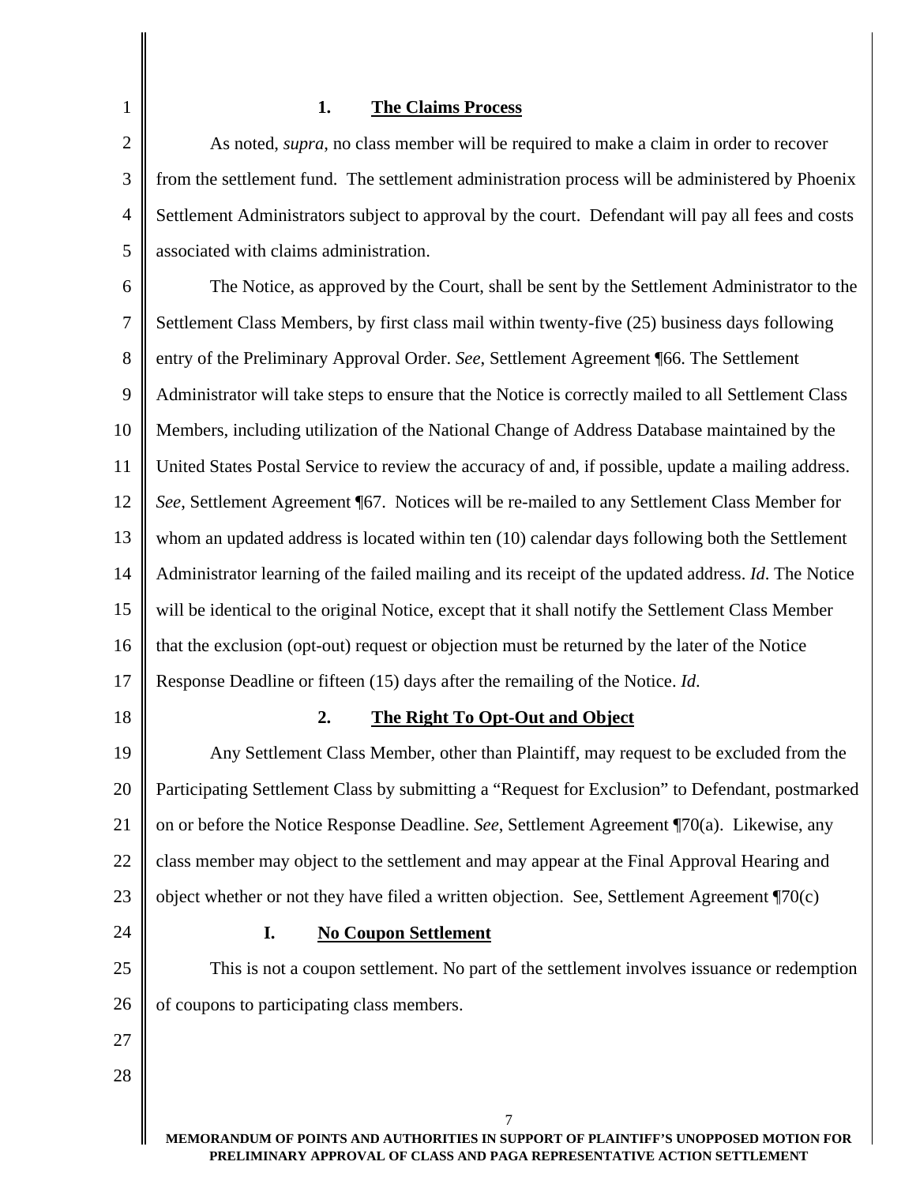### 1. The Claims Process

As noted, *supra*, no class member will be required to make a claim in order to recover from the settlement fund. The settlement administration process will be administered by Phoenix Settlement Administrators subject to approval by the court. Defendant will pay all fees and costs associated with claims administration.

The Notice, as approved by the Court, shall be sent by the Settlement Administrator to the Settlement Class Members, by first class mail within twenty-five (25) business days following entry of the Preliminary Approval Order. *See*, Settlement Agreement ¶66. The Settlement Administrator will take steps to ensure that the Notice is correctly mailed to all Settlement Class Members, including utilization of the National Change of Address Database maintained by the United States Postal Service to review the accuracy of and, if possible, update a mailing address. *See*, Settlement Agreement ¶67. Notices will be re-mailed to any Settlement Class Member for whom an updated address is located within ten (10) calendar days following both the Settlement Administrator learning of the failed mailing and its receipt of the updated address. *Id*. The Notice will be identical to the original Notice, except that it shall notify the Settlement Class Member that the exclusion (opt-out) request or objection must be returned by the later of the Notice Response Deadline or fifteen (15) days after the remailing of the Notice. *Id*.

### 2. The Right To Opt-Out and Object

Any Settlement Class Member, other than Plaintiff, may request to be excluded from the Participating Settlement Class by submitting a "Request for Exclusion" to Defendant, postmarked on or before the Notice Response Deadline. *See*, Settlement Agreement ¶70(a). Likewise, any class member may object to the settlement and may appear at the Final Approval Hearing and object whether or not they have filed a written objection. See, Settlement Agreement ¶70(c)

## I. No Coupon Settlement

This is not a coupon settlement. No part of the settlement involves issuance or redemption of coupons to participating class members.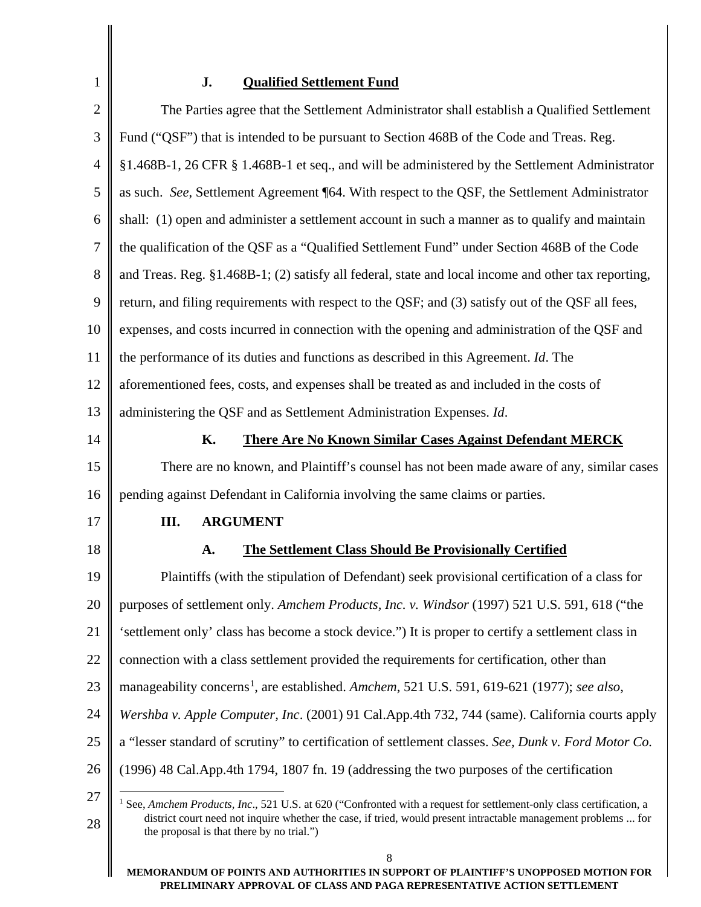### J. Qualified Settlement Fund

The Parties agree that the Settlement Administrator shall establish a Qualified Settlement Fund ("QSF") that is intended to be pursuant to Section 468B of the Code and Treas. Reg. §1.468B-1, 26 CFR § 1.468B-1 et seq., and will be administered by the Settlement Administrator as such. *See*, Settlement Agreement ¶64. With respect to the QSF, the Settlement Administrator shall: (1) open and administer a settlement account in such a manner as to qualify and maintain the qualification of the QSF as a "Qualified Settlement Fund" under Section 468B of the Code and Treas. Reg. §1.468B-1; (2) satisfy all federal, state and local income and other tax reporting, return, and filing requirements with respect to the QSF; and (3) satisfy out of the QSF all fees, expenses, and costs incurred in connection with the opening and administration of the QSF and the performance of its duties and functions as described in this Agreement. *Id*. The aforementioned fees, costs, and expenses shall be treated as and included in the costs of administering the QSF and as Settlement Administration Expenses. *Id*.

### K. There Are No Known Similar Cases Against Defendant MERCK

There are no known, and Plaintiff's counsel has not been made aware of any, similar cases pending against Defendant in California involving the same claims or parties.

## III. ARGUMENT

### A. The Settlement Class Should Be Provisionally Certified

Plaintiffs (with the stipulation of Defendant) seek provisional certification of a class for purposes of settlement only. *Amchem Products, Inc. v. Windsor* (1997) 521 U.S. 591, 618 ("the 'settlement only' class has become a stock device.") It is proper to certify a settlement class in connection with a class settlement provided the requirements for certification, other than manageability concerns[1], are established. *Amchem*, 521 U.S. 591, 619-621 (1977); *see also*, *Wershba v. Apple Computer, Inc*. (2001) 91 Cal.App.4th 732, 744 (same). California courts apply a "lesser standard of scrutiny" to certification of settlement classes. *See, Dunk v. Ford Motor Co.* (1996) 48 Cal.App.4th 1794, 1807 fn. 19 (addressing the two purposes of the certification

---

[1] See, *Amchem Products, Inc*., 521 U.S. at 620 ("Confronted with a request for settlement-only class certification, a district court need not inquire whether the case, if tried, would present intractable management problems ... for the proposal is that there by no trial.")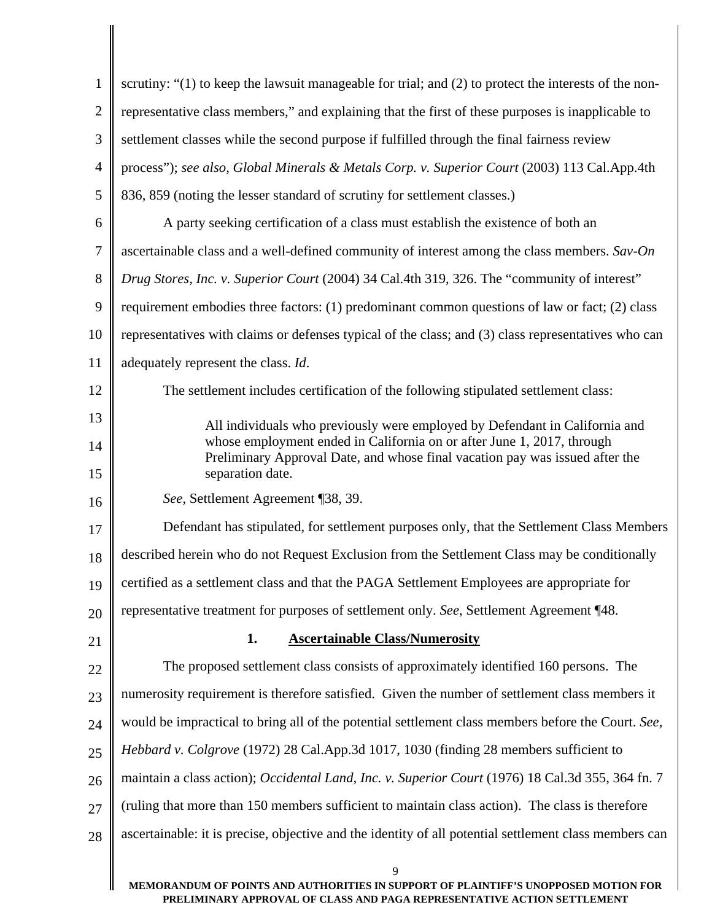scrutiny: "(1) to keep the lawsuit manageable for trial; and (2) to protect the interests of the non-representative class members," and explaining that the first of these purposes is inapplicable to settlement classes while the second purpose if fulfilled through the final fairness review process"); *see also, Global Minerals & Metals Corp. v. Superior Court* (2003) 113 Cal.App.4th 836, 859 (noting the lesser standard of scrutiny for settlement classes.)

A party seeking certification of a class must establish the existence of both an ascertainable class and a well-defined community of interest among the class members. *Sav-On Drug Stores, Inc. v. Superior Court* (2004) 34 Cal.4th 319, 326. The "community of interest" requirement embodies three factors: (1) predominant common questions of law or fact; (2) class representatives with claims or defenses typical of the class; and (3) class representatives who can adequately represent the class. *Id*.

The settlement includes certification of the following stipulated settlement class:

> All individuals who previously were employed by Defendant in California and whose employment ended in California on or after June 1, 2017, through Preliminary Approval Date, and whose final vacation pay was issued after the separation date.

*See*, Settlement Agreement ¶38, 39.

Defendant has stipulated, for settlement purposes only, that the Settlement Class Members described herein who do not Request Exclusion from the Settlement Class may be conditionally certified as a settlement class and that the PAGA Settlement Employees are appropriate for representative treatment for purposes of settlement only. *See*, Settlement Agreement ¶48.

### 1. Ascertainable Class/Numerosity

The proposed settlement class consists of approximately identified 160 persons. The numerosity requirement is therefore satisfied. Given the number of settlement class members it would be impractical to bring all of the potential settlement class members before the Court. *See, Hebbard v. Colgrove* (1972) 28 Cal.App.3d 1017, 1030 (finding 28 members sufficient to maintain a class action); *Occidental Land, Inc. v. Superior Court* (1976) 18 Cal.3d 355, 364 fn. 7 (ruling that more than 150 members sufficient to maintain class action). The class is therefore ascertainable: it is precise, objective and the identity of all potential settlement class members can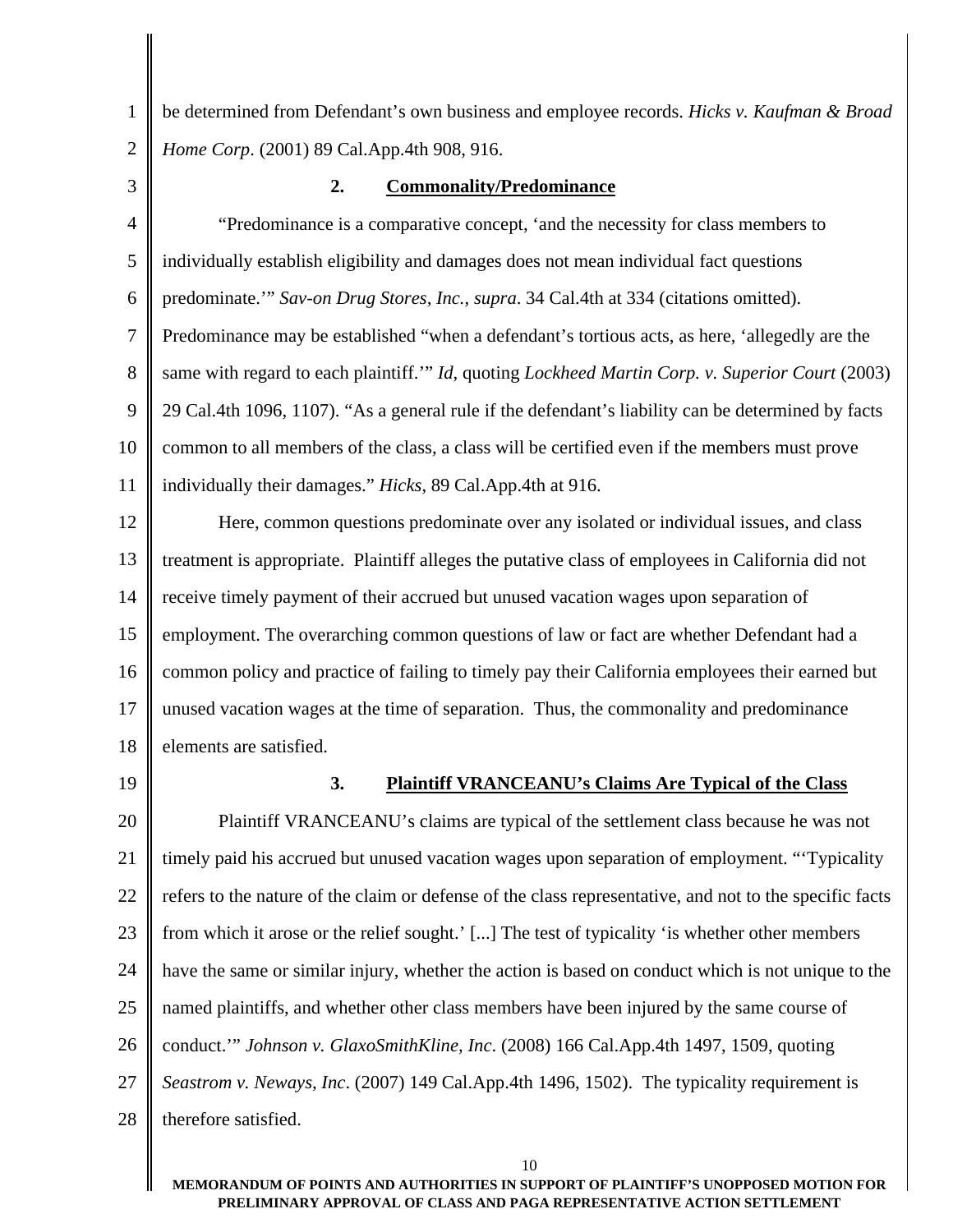be determined from Defendant's own business and employee records. *Hicks v. Kaufman & Broad Home Corp*. (2001) 89 Cal.App.4th 908, 916.

### 2. Commonality/Predominance

"Predominance is a comparative concept, 'and the necessity for class members to individually establish eligibility and damages does not mean individual fact questions predominate.'" *Sav-on Drug Stores, Inc.*, *supra*. 34 Cal.4th at 334 (citations omitted). Predominance may be established "when a defendant's tortious acts, as here, 'allegedly are the same with regard to each plaintiff.'" *Id*, quoting *Lockheed Martin Corp. v. Superior Court* (2003) 29 Cal.4th 1096, 1107). "As a general rule if the defendant's liability can be determined by facts common to all members of the class, a class will be certified even if the members must prove individually their damages." *Hicks*, 89 Cal.App.4th at 916.

Here, common questions predominate over any isolated or individual issues, and class treatment is appropriate. Plaintiff alleges the putative class of employees in California did not receive timely payment of their accrued but unused vacation wages upon separation of employment. The overarching common questions of law or fact are whether Defendant had a common policy and practice of failing to timely pay their California employees their earned but unused vacation wages at the time of separation. Thus, the commonality and predominance elements are satisfied.

### 3. Plaintiff VRANCEANU's Claims Are Typical of the Class

Plaintiff VRANCEANU's claims are typical of the settlement class because he was not timely paid his accrued but unused vacation wages upon separation of employment. "'Typicality refers to the nature of the claim or defense of the class representative, and not to the specific facts from which it arose or the relief sought.' [...] The test of typicality 'is whether other members have the same or similar injury, whether the action is based on conduct which is not unique to the named plaintiffs, and whether other class members have been injured by the same course of conduct.'" *Johnson v. GlaxoSmithKline, Inc*. (2008) 166 Cal.App.4th 1497, 1509, quoting *Seastrom v. Neways, Inc*. (2007) 149 Cal.App.4th 1496, 1502). The typicality requirement is therefore satisfied.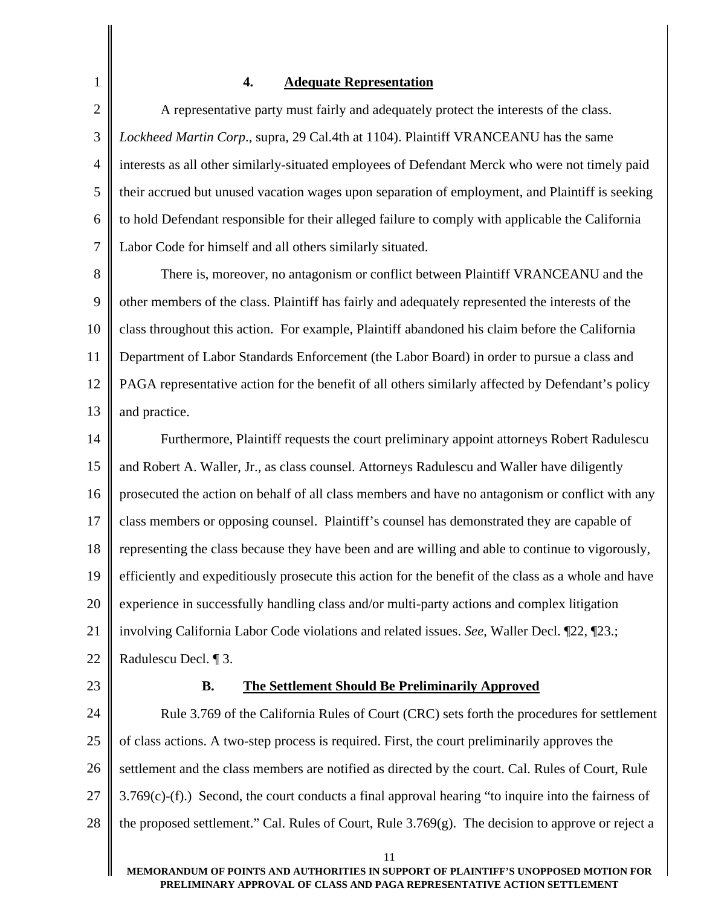#### 4. Adequate Representation

A representative party must fairly and adequately protect the interests of the class. *Lockheed Martin Corp*., supra, 29 Cal.4th at 1104). Plaintiff VRANCEANU has the same interests as all other similarly-situated employees of Defendant Merck who were not timely paid their accrued but unused vacation wages upon separation of employment, and Plaintiff is seeking to hold Defendant responsible for their alleged failure to comply with applicable the California Labor Code for himself and all others similarly situated.

There is, moreover, no antagonism or conflict between Plaintiff VRANCEANU and the other members of the class. Plaintiff has fairly and adequately represented the interests of the class throughout this action. For example, Plaintiff abandoned his claim before the California Department of Labor Standards Enforcement (the Labor Board) in order to pursue a class and PAGA representative action for the benefit of all others similarly affected by Defendant's policy and practice.

Furthermore, Plaintiff requests the court preliminary appoint attorneys Robert Radulescu and Robert A. Waller, Jr., as class counsel. Attorneys Radulescu and Waller have diligently prosecuted the action on behalf of all class members and have no antagonism or conflict with any class members or opposing counsel. Plaintiff's counsel has demonstrated they are capable of representing the class because they have been and are willing and able to continue to vigorously, efficiently and expeditiously prosecute this action for the benefit of the class as a whole and have experience in successfully handling class and/or multi-party actions and complex litigation involving California Labor Code violations and related issues. *See*, Waller Decl. ¶22, ¶23.; Radulescu Decl. ¶ 3.

### B. The Settlement Should Be Preliminarily Approved

Rule 3.769 of the California Rules of Court (CRC) sets forth the procedures for settlement of class actions. A two-step process is required. First, the court preliminarily approves the settlement and the class members are notified as directed by the court. Cal. Rules of Court, Rule 3.769(c)-(f).) Second, the court conducts a final approval hearing "to inquire into the fairness of the proposed settlement." Cal. Rules of Court, Rule 3.769(g). The decision to approve or reject a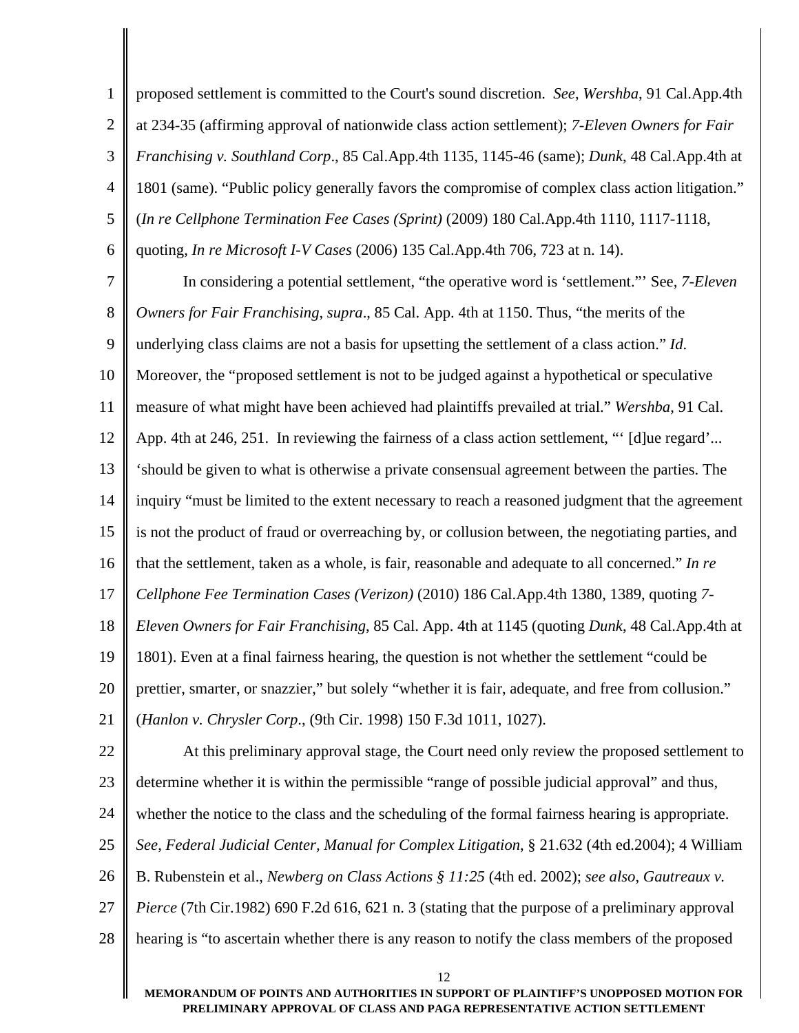proposed settlement is committed to the Court's sound discretion. *See*, *Wershba*, 91 Cal.App.4th at 234-35 (affirming approval of nationwide class action settlement); *7-Eleven Owners for Fair Franchising v. Southland Corp*., 85 Cal.App.4th 1135, 1145-46 (same); *Dunk*, 48 Cal.App.4th at 1801 (same). "Public policy generally favors the compromise of complex class action litigation." (*In re Cellphone Termination Fee Cases (Sprint)* (2009) 180 Cal.App.4th 1110, 1117-1118, quoting, *In re Microsoft I-V Cases* (2006) 135 Cal.App.4th 706, 723 at n. 14).

In considering a potential settlement, "the operative word is 'settlement."' See, *7-Eleven Owners for Fair Franchising, supra*., 85 Cal. App. 4th at 1150. Thus, "the merits of the underlying class claims are not a basis for upsetting the settlement of a class action." *Id*. Moreover, the "proposed settlement is not to be judged against a hypothetical or speculative measure of what might have been achieved had plaintiffs prevailed at trial." *Wershba*, 91 Cal. App. 4th at 246, 251. In reviewing the fairness of a class action settlement, "' [d]ue regard'... 'should be given to what is otherwise a private consensual agreement between the parties. The inquiry "must be limited to the extent necessary to reach a reasoned judgment that the agreement is not the product of fraud or overreaching by, or collusion between, the negotiating parties, and that the settlement, taken as a whole, is fair, reasonable and adequate to all concerned." *In re Cellphone Fee Termination Cases (Verizon)* (2010) 186 Cal.App.4th 1380, 1389, quoting *7-Eleven Owners for Fair Franchising*, 85 Cal. App. 4th at 1145 (quoting *Dunk*, 48 Cal.App.4th at 1801). Even at a final fairness hearing, the question is not whether the settlement "could be prettier, smarter, or snazzier," but solely "whether it is fair, adequate, and free from collusion." (*Hanlon v. Chrysler Corp*., (9th Cir. 1998) 150 F.3d 1011, 1027).

At this preliminary approval stage, the Court need only review the proposed settlement to determine whether it is within the permissible "range of possible judicial approval" and thus, whether the notice to the class and the scheduling of the formal fairness hearing is appropriate. *See*, *Federal Judicial Center, Manual for Complex Litigation*, § 21.632 (4th ed.2004); 4 William B. Rubenstein et al., *Newberg on Class Actions § 11:25* (4th ed. 2002); *see also*, *Gautreaux v. Pierce* (7th Cir.1982) 690 F.2d 616, 621 n. 3 (stating that the purpose of a preliminary approval hearing is "to ascertain whether there is any reason to notify the class members of the proposed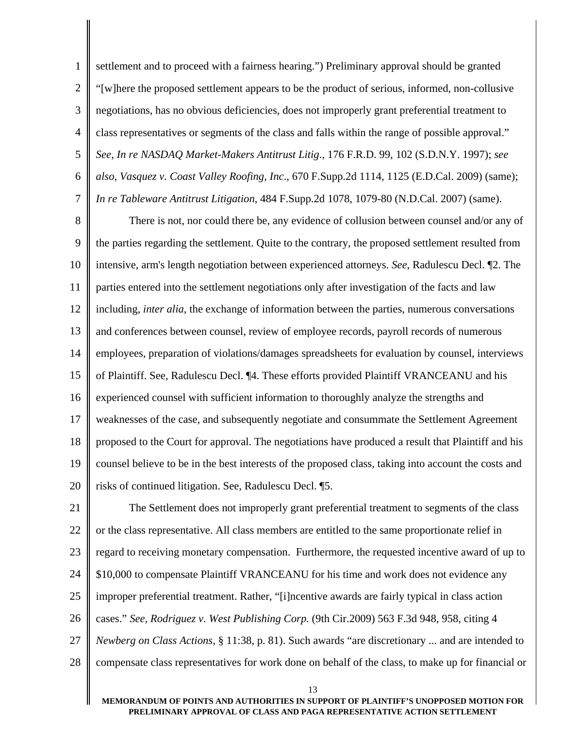settlement and to proceed with a fairness hearing.") Preliminary approval should be granted "[w]here the proposed settlement appears to be the product of serious, informed, non-collusive negotiations, has no obvious deficiencies, does not improperly grant preferential treatment to class representatives or segments of the class and falls within the range of possible approval." *See*, *In re NASDAQ Market-Makers Antitrust Litig*., 176 F.R.D. 99, 102 (S.D.N.Y. 1997); *see also*, *Vasquez v. Coast Valley Roofing, Inc*., 670 F.Supp.2d 1114, 1125 (E.D.Cal. 2009) (same); *In re Tableware Antitrust Litigation*, 484 F.Supp.2d 1078, 1079-80 (N.D.Cal. 2007) (same).

There is not, nor could there be, any evidence of collusion between counsel and/or any of the parties regarding the settlement. Quite to the contrary, the proposed settlement resulted from intensive, arm's length negotiation between experienced attorneys. *See*, Radulescu Decl. ¶2. The parties entered into the settlement negotiations only after investigation of the facts and law including, *inter alia*, the exchange of information between the parties, numerous conversations and conferences between counsel, review of employee records, payroll records of numerous employees, preparation of violations/damages spreadsheets for evaluation by counsel, interviews of Plaintiff. See, Radulescu Decl. ¶4. These efforts provided Plaintiff VRANCEANU and his experienced counsel with sufficient information to thoroughly analyze the strengths and weaknesses of the case, and subsequently negotiate and consummate the Settlement Agreement proposed to the Court for approval. The negotiations have produced a result that Plaintiff and his counsel believe to be in the best interests of the proposed class, taking into account the costs and risks of continued litigation. See, Radulescu Decl. ¶5.

The Settlement does not improperly grant preferential treatment to segments of the class or the class representative. All class members are entitled to the same proportionate relief in regard to receiving monetary compensation. Furthermore, the requested incentive award of up to $10,000 to compensate Plaintiff VRANCEANU for his time and work does not evidence any improper preferential treatment. Rather, "[i]ncentive awards are fairly typical in class action cases." *See*, *Rodriguez v. West Publishing Corp.* (9th Cir.2009) 563 F.3d 948, 958, citing 4 *Newberg on Class Actions*, § 11:38, p. 81). Such awards "are discretionary ... and are intended to compensate class representatives for work done on behalf of the class, to make up for financial or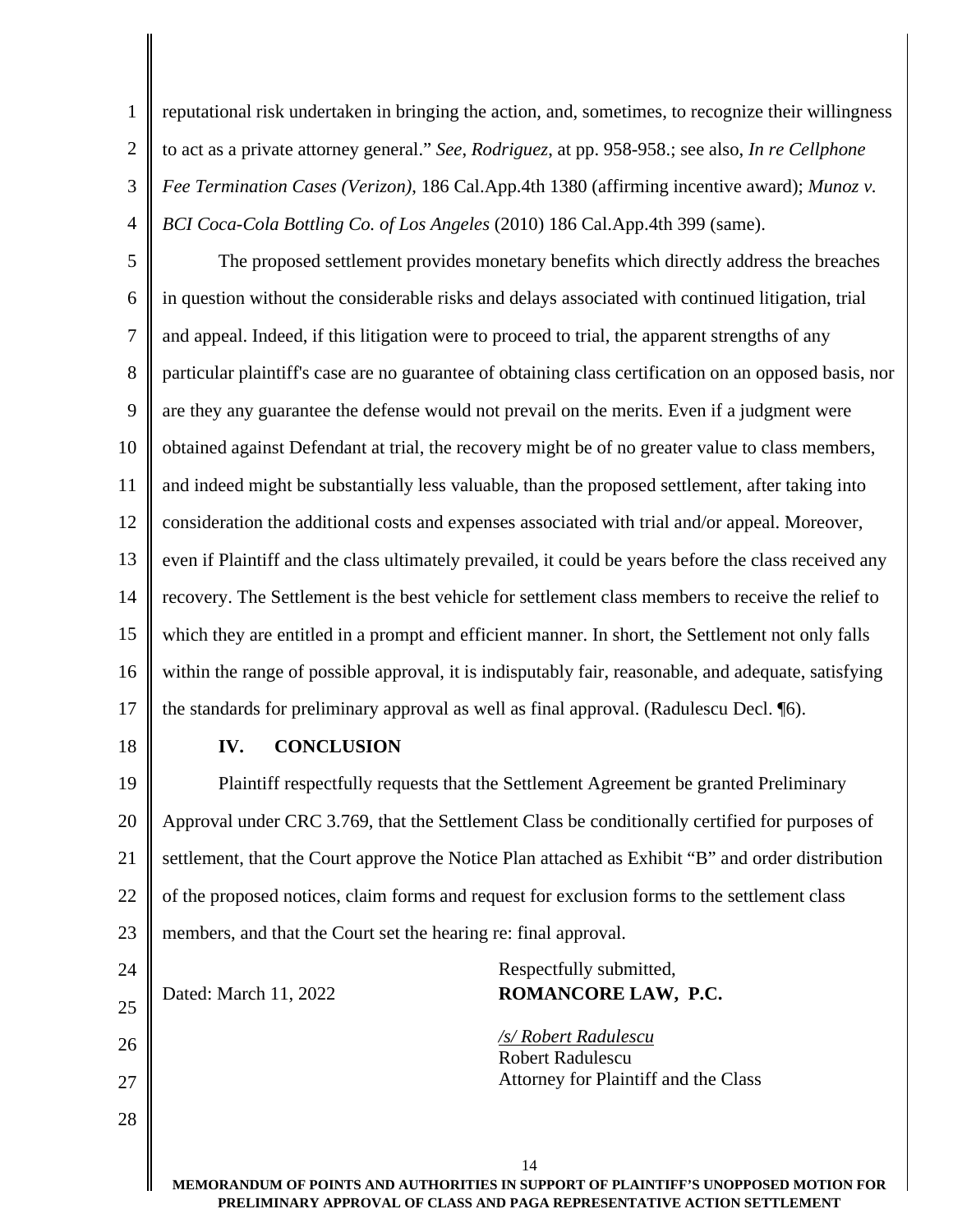reputational risk undertaken in bringing the action, and, sometimes, to recognize their willingness to act as a private attorney general." *See*, *Rodriguez*, at pp. 958-958.; see also, *In re Cellphone Fee Termination Cases (Verizon)*, 186 Cal.App.4th 1380 (affirming incentive award); *Munoz v. BCI Coca-Cola Bottling Co. of Los Angeles* (2010) 186 Cal.App.4th 399 (same).

The proposed settlement provides monetary benefits which directly address the breaches in question without the considerable risks and delays associated with continued litigation, trial and appeal. Indeed, if this litigation were to proceed to trial, the apparent strengths of any particular plaintiff's case are no guarantee of obtaining class certification on an opposed basis, nor are they any guarantee the defense would not prevail on the merits. Even if a judgment were obtained against Defendant at trial, the recovery might be of no greater value to class members, and indeed might be substantially less valuable, than the proposed settlement, after taking into consideration the additional costs and expenses associated with trial and/or appeal. Moreover, even if Plaintiff and the class ultimately prevailed, it could be years before the class received any recovery. The Settlement is the best vehicle for settlement class members to receive the relief to which they are entitled in a prompt and efficient manner. In short, the Settlement not only falls within the range of possible approval, it is indisputably fair, reasonable, and adequate, satisfying the standards for preliminary approval as well as final approval. (Radulescu Decl. ¶6).

## IV. CONCLUSION

Plaintiff respectfully requests that the Settlement Agreement be granted Preliminary Approval under CRC 3.769, that the Settlement Class be conditionally certified for purposes of settlement, that the Court approve the Notice Plan attached as Exhibit "B" and order distribution of the proposed notices, claim forms and request for exclusion forms to the settlement class members, and that the Court set the hearing re: final approval.

Dated: March 11, 2022

Respectfully submitted,
**ROMANCORE LAW, P.C.**

/s/ Robert Radulescu
Robert Radulescu
Attorney for Plaintiff and the Class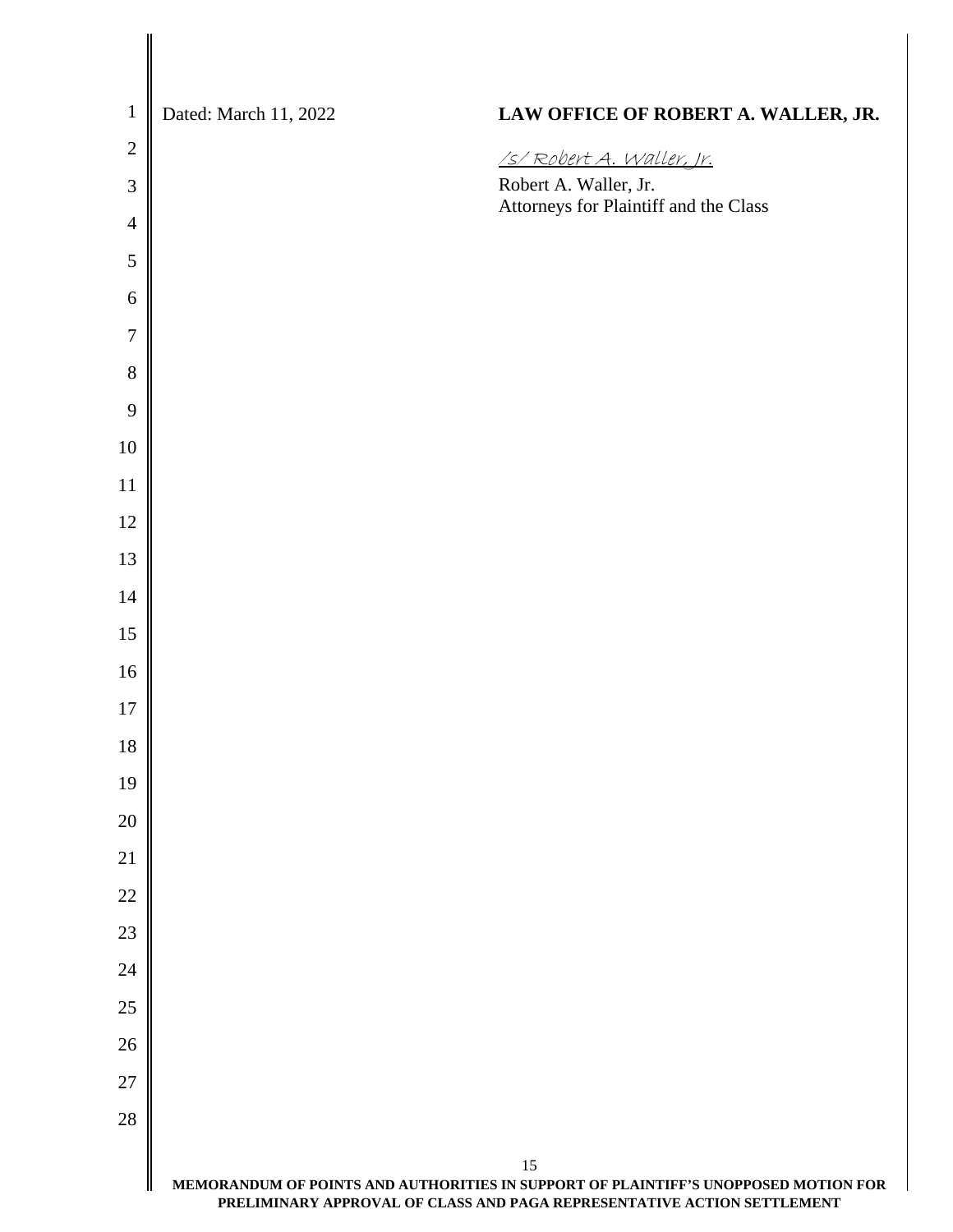Dated: March 11, 2022

**LAW OFFICE OF ROBERT A. WALLER, JR.**

/s/ Robert A. Waller, Jr.

Robert A. Waller, Jr.
Attorneys for Plaintiff and the Class